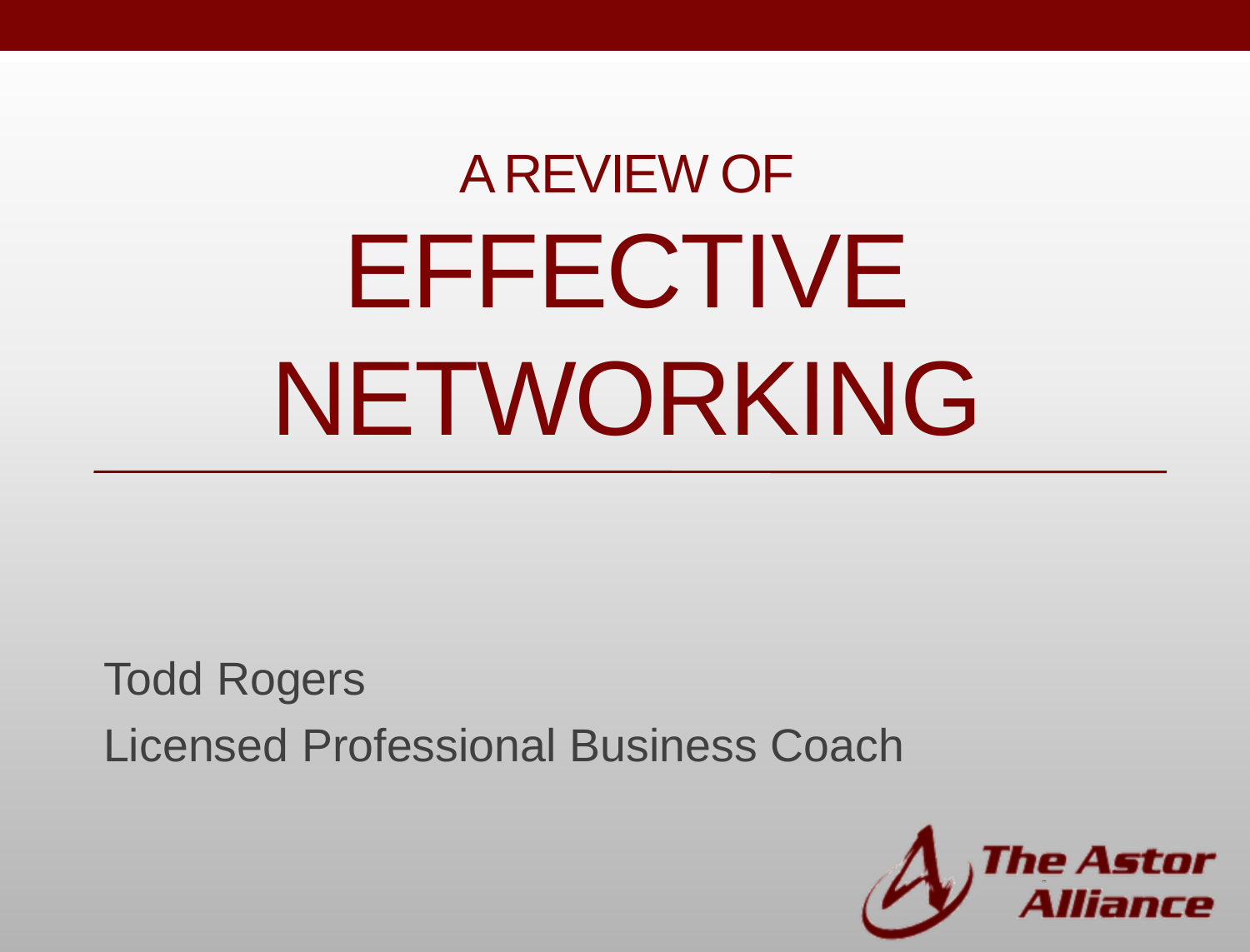# A REVIEW OF EFFECTIVE NETWORKING

Todd Rogers

Licensed Professional Business Coach

The Astor Alliance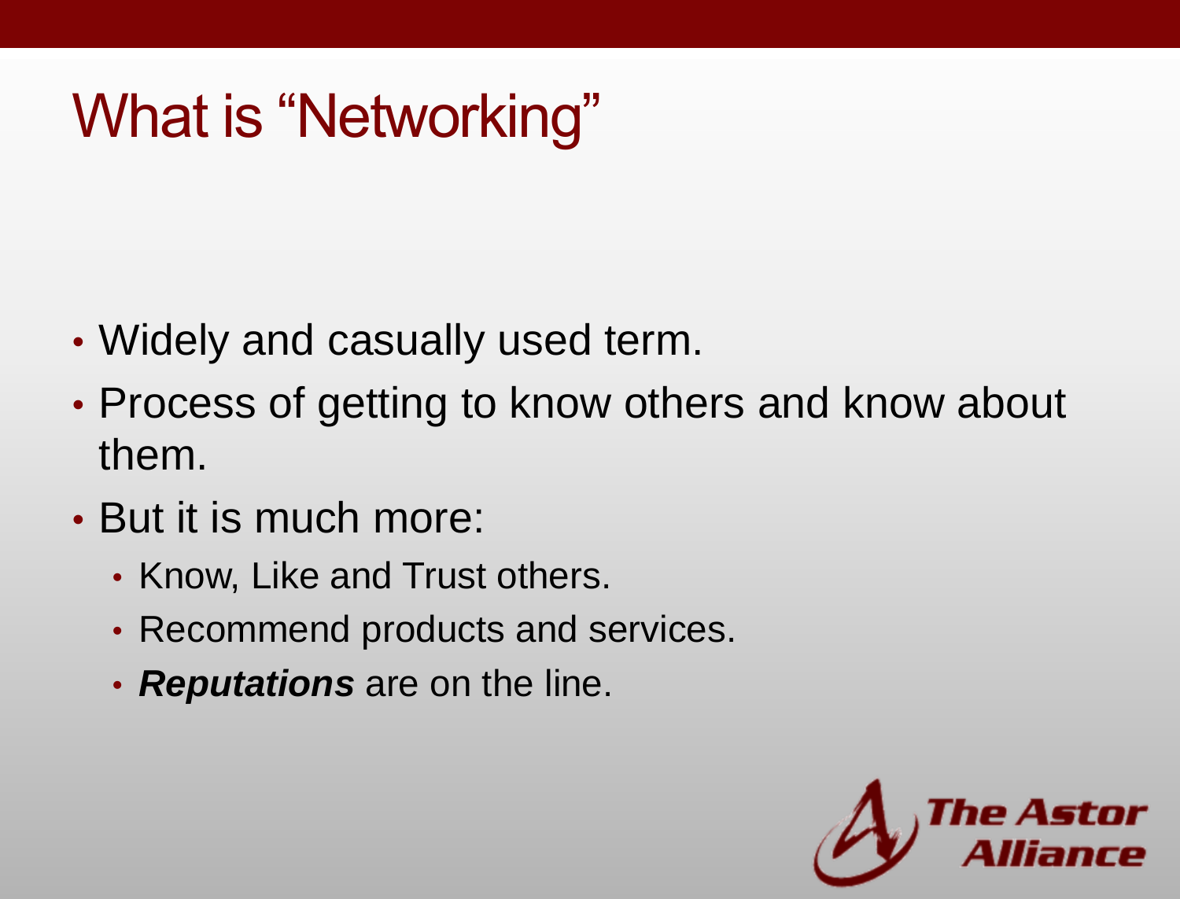# What is "Networking"

- Widely and casually used term.
- Process of getting to know others and know about them.
- But it is much more:
  - Know, Like and Trust others.
  - Recommend products and services.
  - ***Reputations*** are on the line.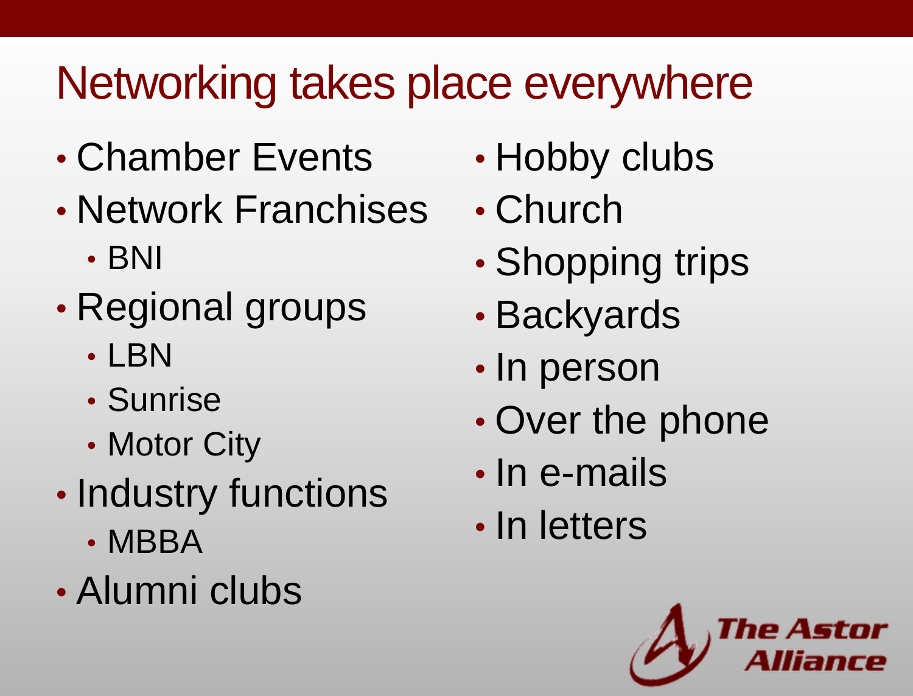# Networking takes place everywhere

- Chamber Events
- Network Franchises
  - BNI
- Regional groups
  - LBN
  - Sunrise
  - Motor City
- Industry functions
  - MBBA
- Alumni clubs
- Hobby clubs
- Church
- Shopping trips
- Backyards
- In person
- Over the phone
- In e-mails
- In letters

The Astor Alliance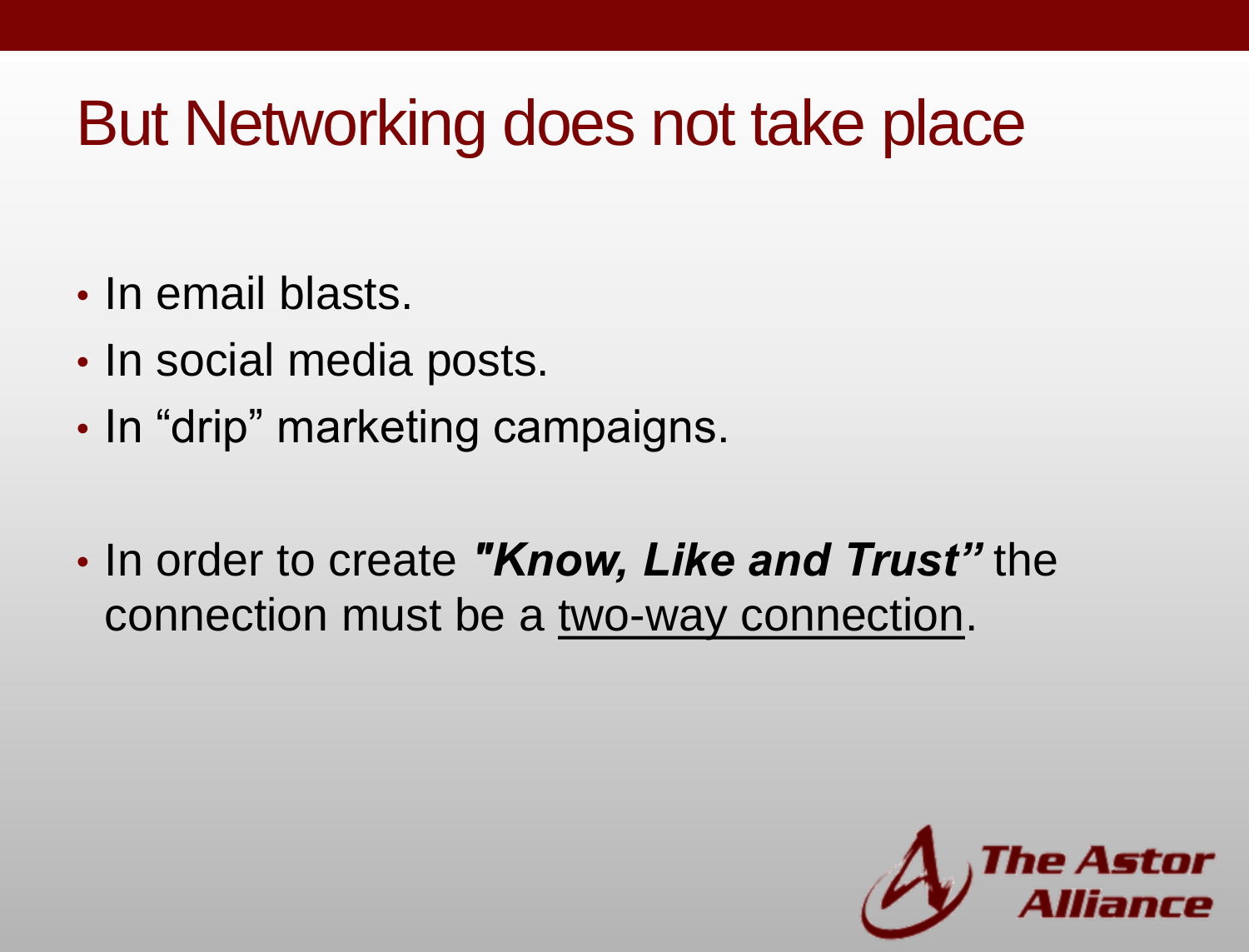# But Networking does not take place

- In email blasts.
- In social media posts.
- In "drip" marketing campaigns.

- In order to create ***"Know, Like and Trust"*** the connection must be a <u>two-way connection</u>.

The Astor Alliance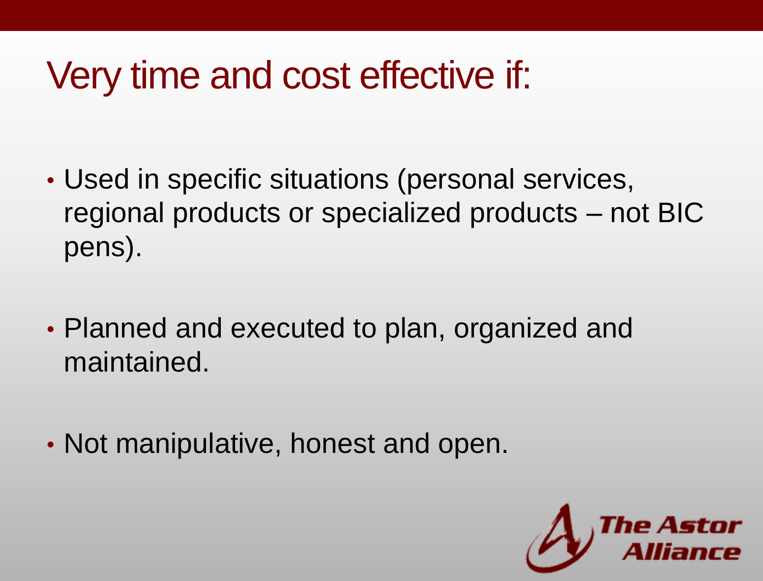# Very time and cost effective if:

- Used in specific situations (personal services, regional products or specialized products – not BIC pens).
- Planned and executed to plan, organized and maintained.
- Not manipulative, honest and open.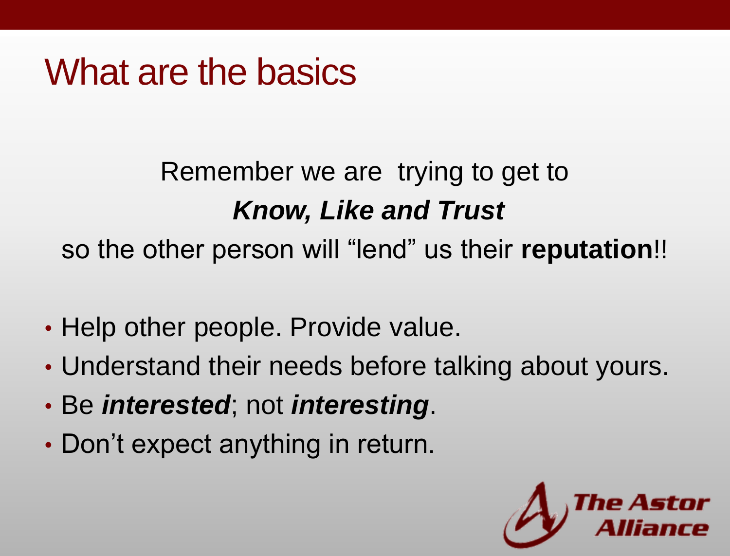# What are the basics

Remember we are trying to get to
***Know, Like and Trust***
so the other person will "lend" us their **reputation**!!

- Help other people. Provide value.
- Understand their needs before talking about yours.
- Be ***interested***; not ***interesting***.
- Don't expect anything in return.

The Astor Alliance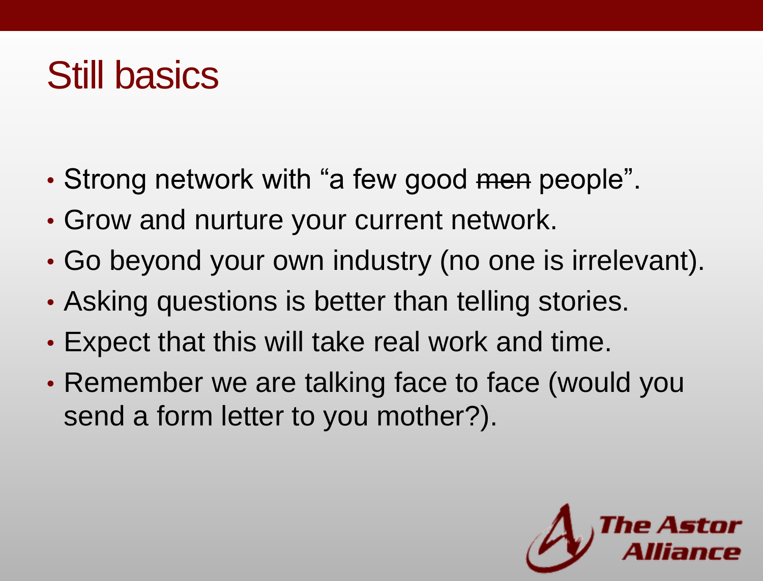# Still basics

- Strong network with “a few good ~~men~~ people”.
- Grow and nurture your current network.
- Go beyond your own industry (no one is irrelevant).
- Asking questions is better than telling stories.
- Expect that this will take real work and time.
- Remember we are talking face to face (would you send a form letter to you mother?).

The Astor Alliance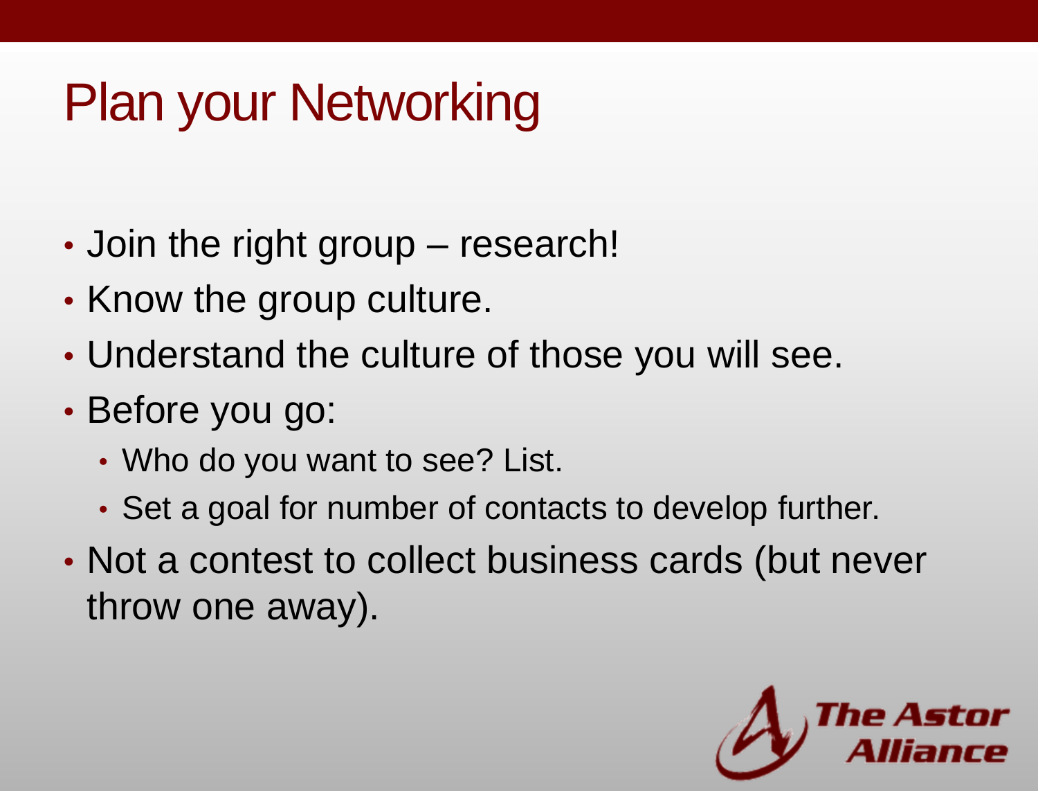# Plan your Networking

- Join the right group – research!
- Know the group culture.
- Understand the culture of those you will see.
- Before you go:
  - Who do you want to see? List.
  - Set a goal for number of contacts to develop further.
- Not a contest to collect business cards (but never throw one away).

The Astor Alliance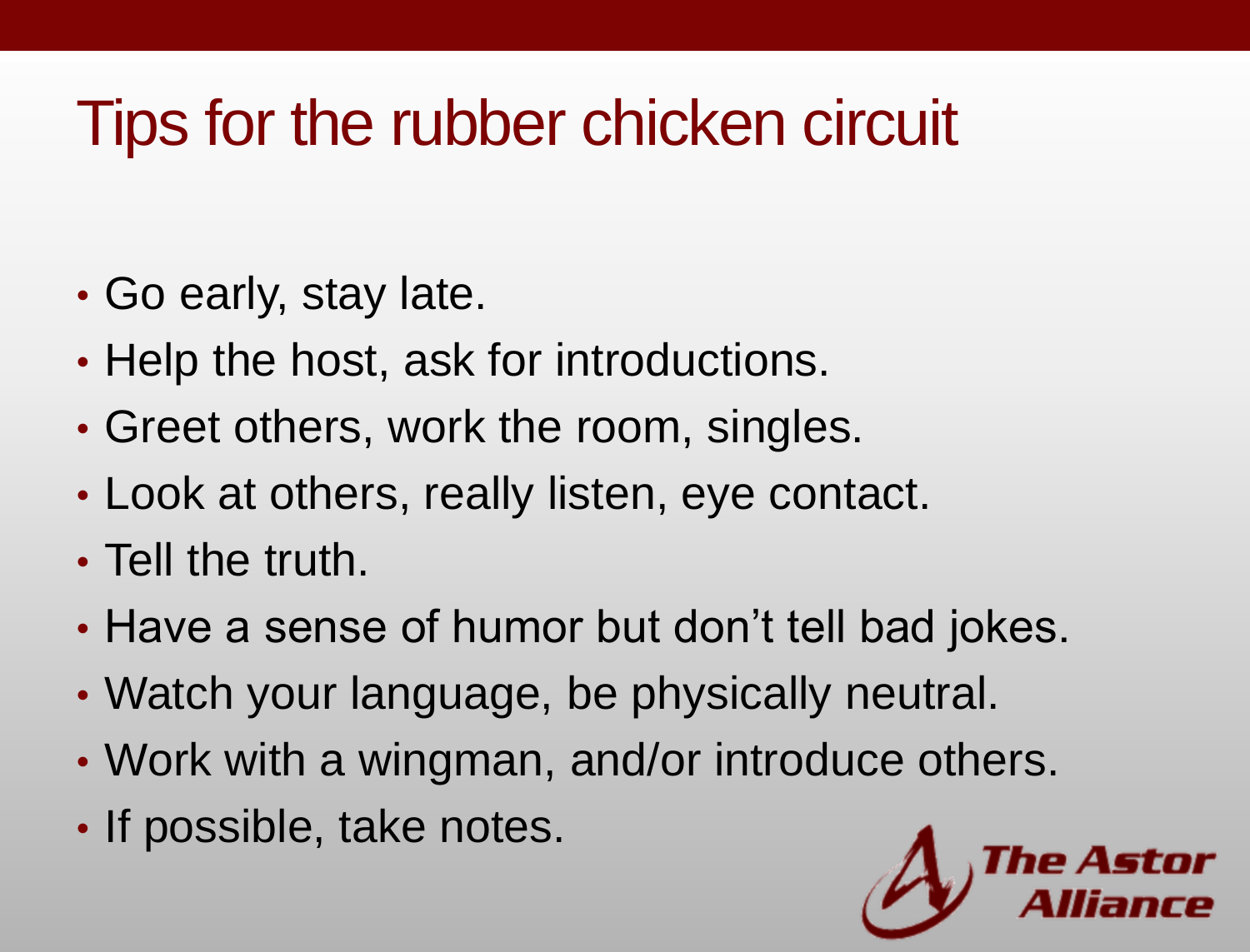# Tips for the rubber chicken circuit

- Go early, stay late.
- Help the host, ask for introductions.
- Greet others, work the room, singles.
- Look at others, really listen, eye contact.
- Tell the truth.
- Have a sense of humor but don't tell bad jokes.
- Watch your language, be physically neutral.
- Work with a wingman, and/or introduce others.
- If possible, take notes.

The Astor Alliance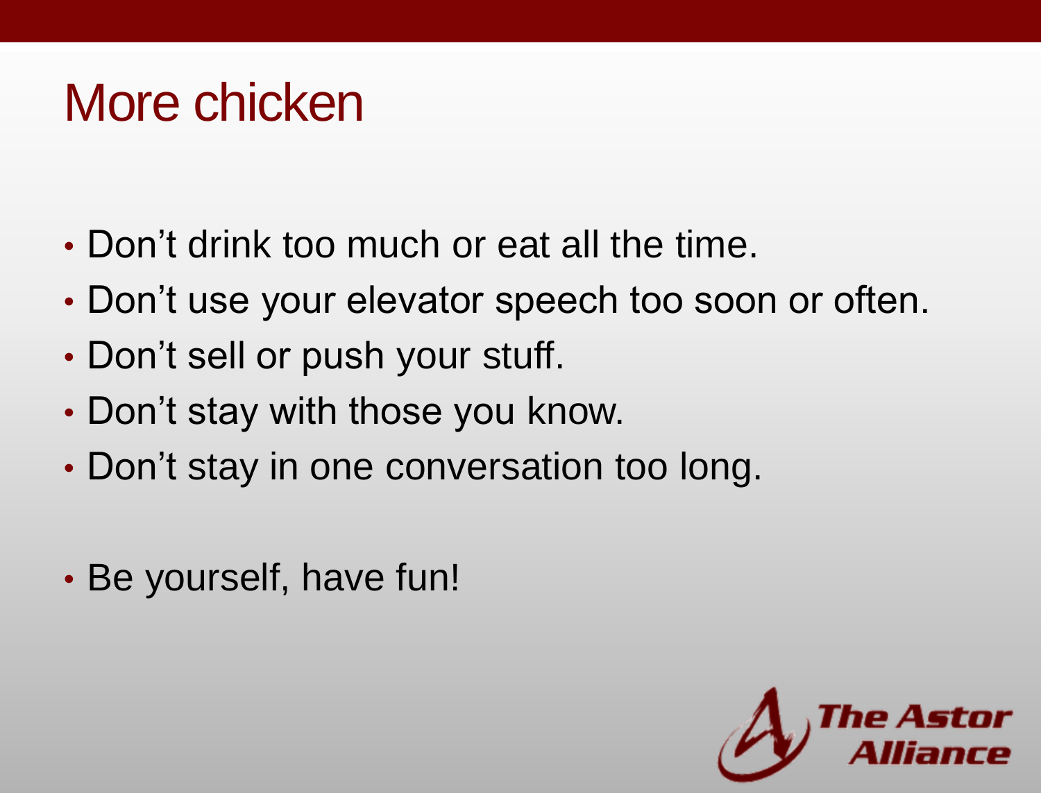# More chicken

- Don't drink too much or eat all the time.
- Don't use your elevator speech too soon or often.
- Don't sell or push your stuff.
- Don't stay with those you know.
- Don't stay in one conversation too long.

- Be yourself, have fun!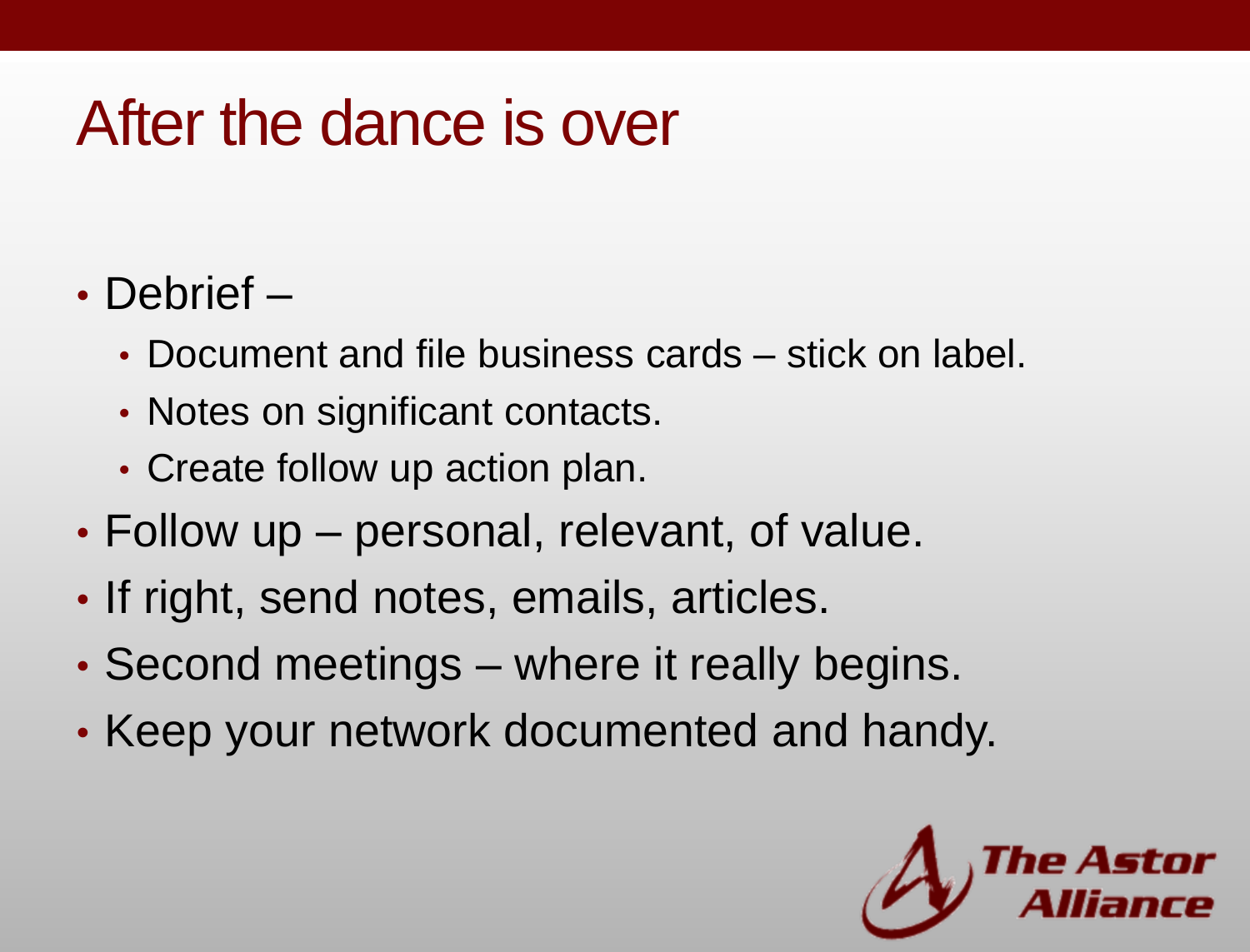# After the dance is over

- Debrief –
  - Document and file business cards – stick on label.
  - Notes on significant contacts.
  - Create follow up action plan.
- Follow up – personal, relevant, of value.
- If right, send notes, emails, articles.
- Second meetings – where it really begins.
- Keep your network documented and handy.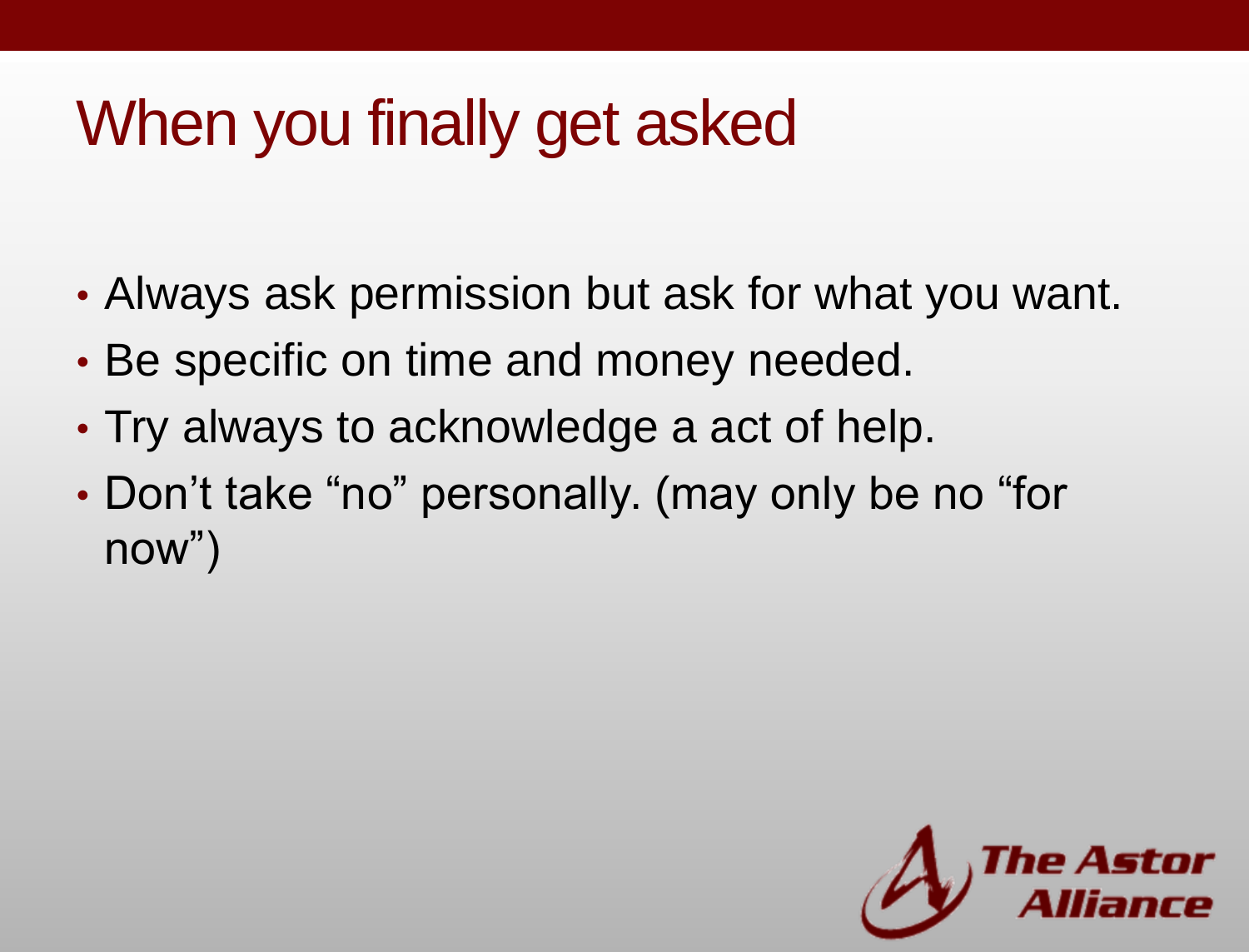# When you finally get asked

- Always ask permission but ask for what you want.
- Be specific on time and money needed.
- Try always to acknowledge a act of help.
- Don't take "no" personally. (may only be no "for now")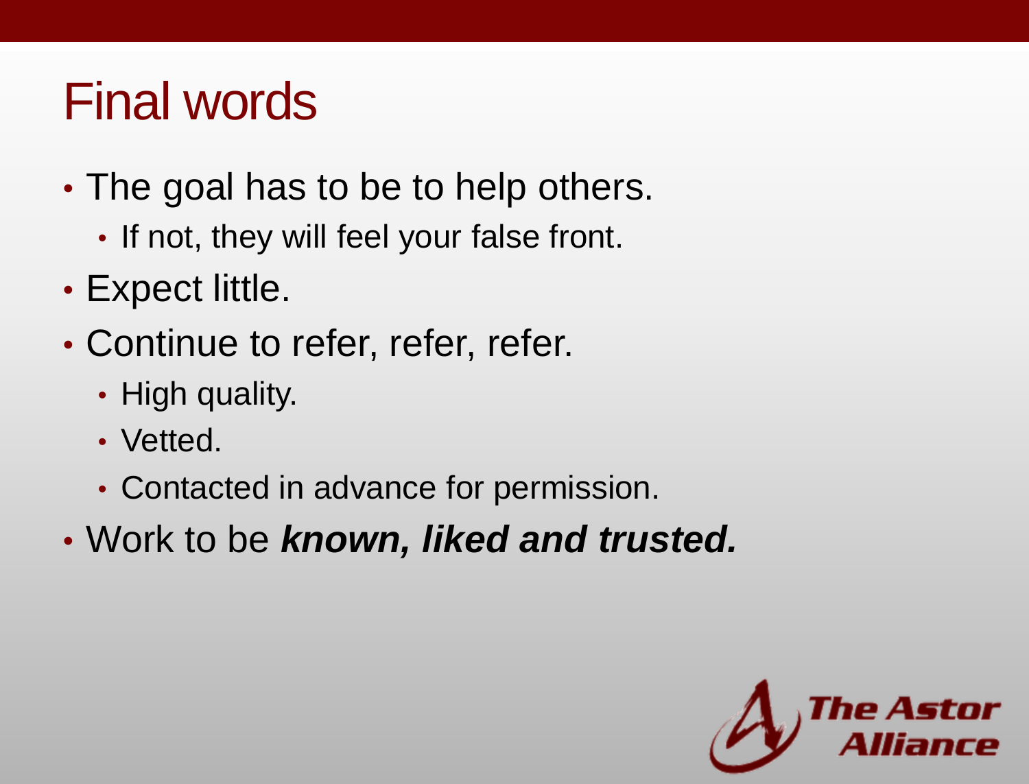# Final words

- The goal has to be to help others.
  - If not, they will feel your false front.
- Expect little.
- Continue to refer, refer, refer.
  - High quality.
  - Vetted.
  - Contacted in advance for permission.
- Work to be ***known, liked and trusted.***

The Astor Alliance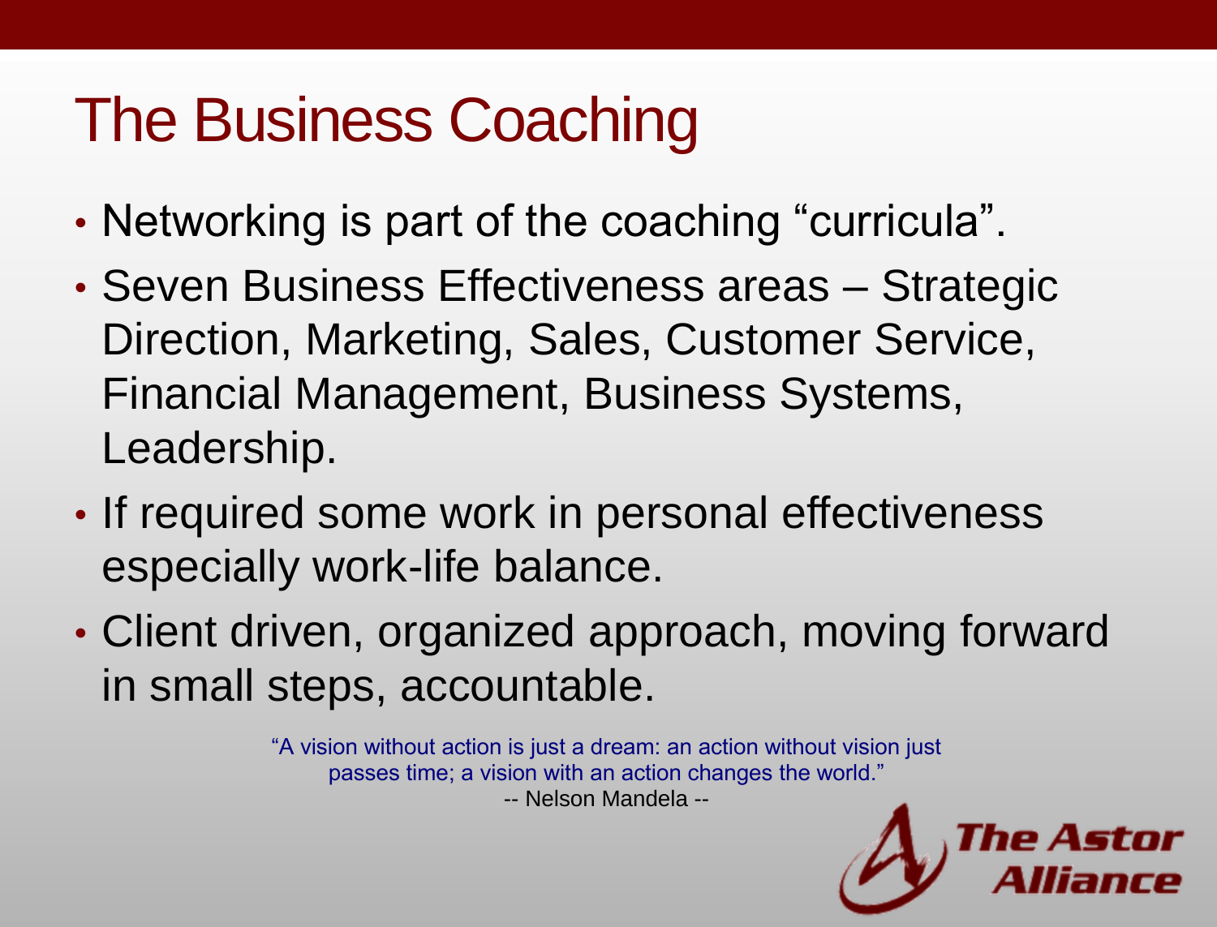# The Business Coaching

- Networking is part of the coaching "curricula".
- Seven Business Effectiveness areas – Strategic Direction, Marketing, Sales, Customer Service, Financial Management, Business Systems, Leadership.
- If required some work in personal effectiveness especially work-life balance.
- Client driven, organized approach, moving forward in small steps, accountable.

"A vision without action is just a dream: an action without vision just passes time; a vision with an action changes the world."
-- Nelson Mandela --

The Astor Alliance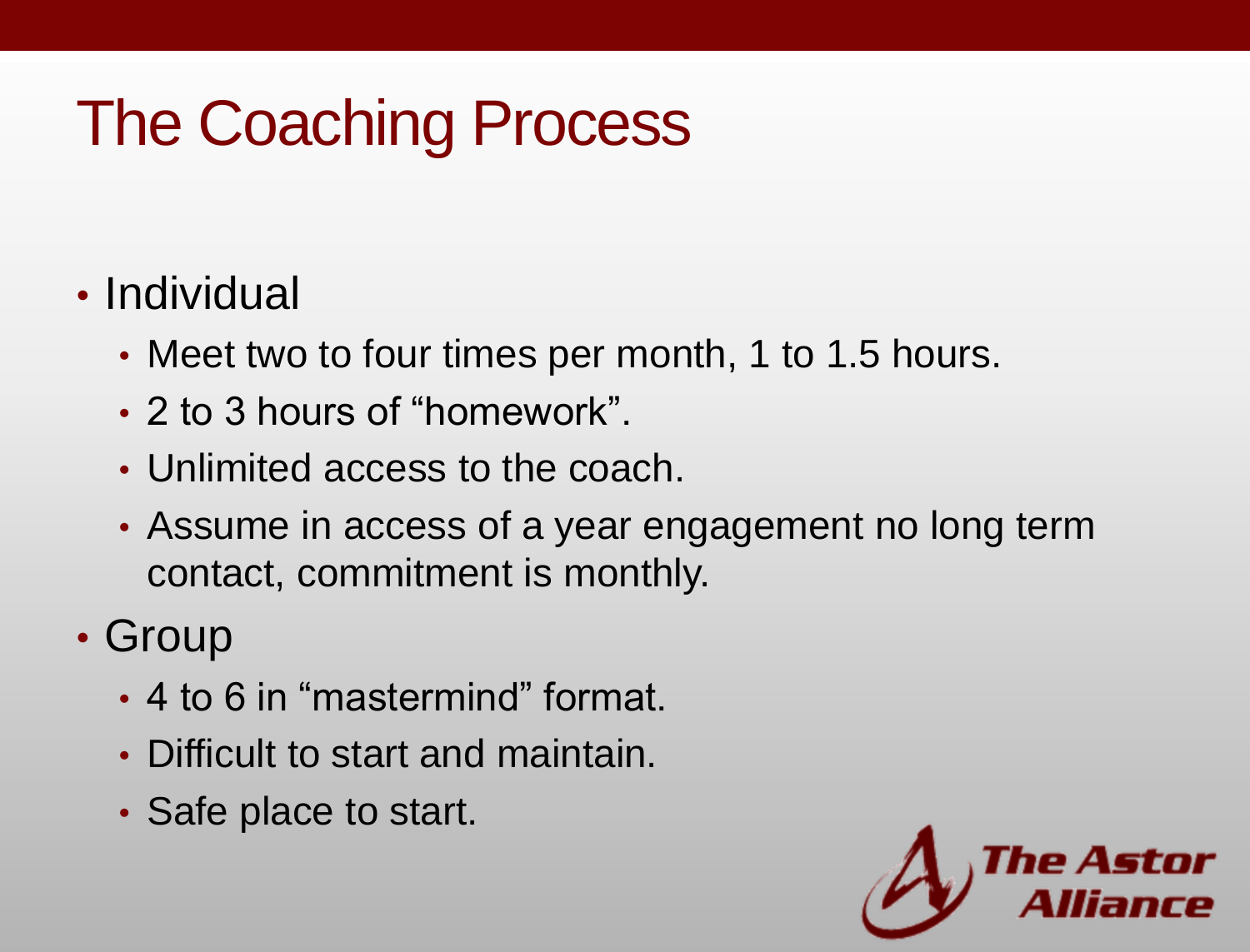# The Coaching Process

- Individual
  - Meet two to four times per month, 1 to 1.5 hours.
  - 2 to 3 hours of "homework".
  - Unlimited access to the coach.
  - Assume in access of a year engagement no long term contact, commitment is monthly.
- Group
  - 4 to 6 in "mastermind" format.
  - Difficult to start and maintain.
  - Safe place to start.

The Astor Alliance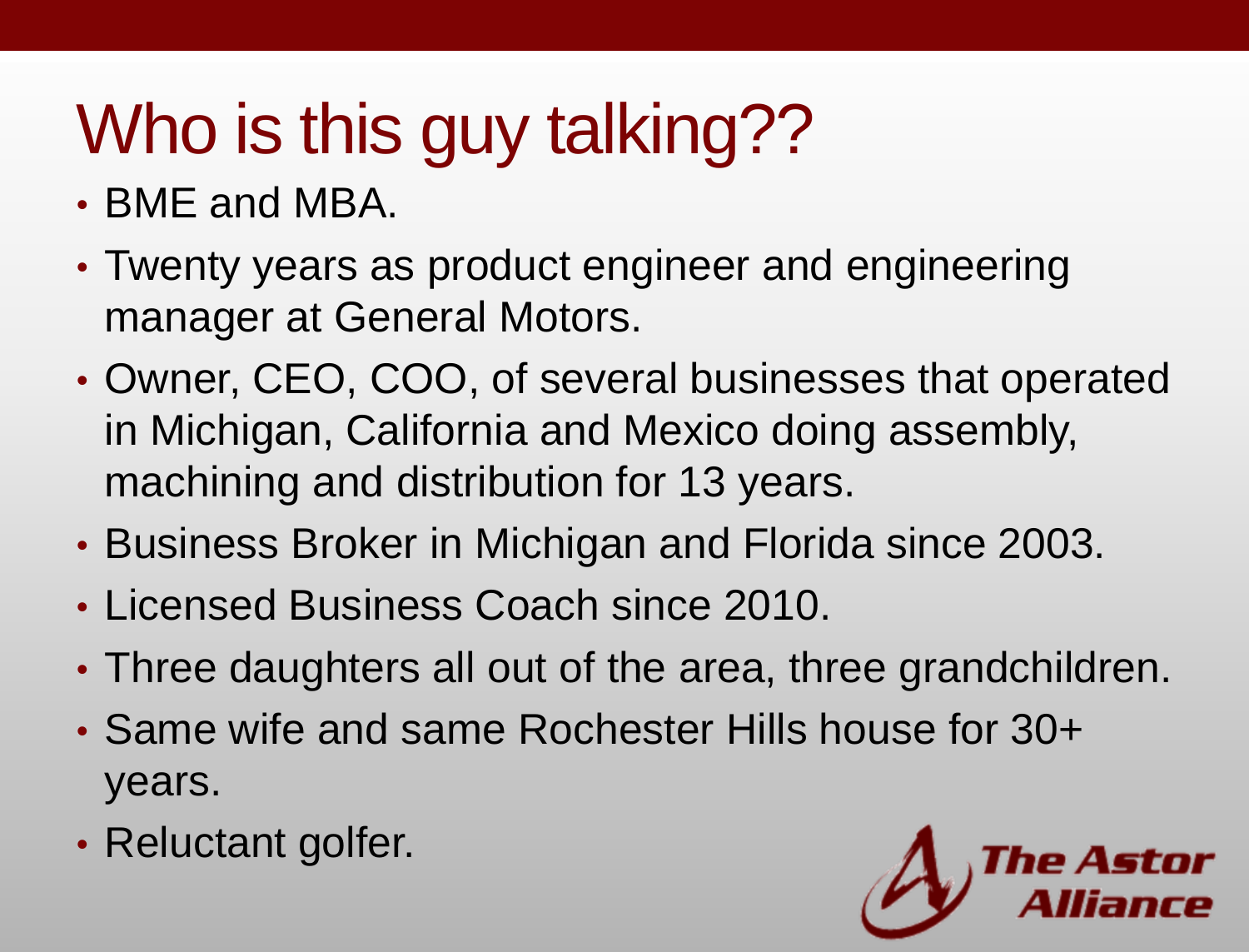# Who is this guy talking??

- BME and MBA.
- Twenty years as product engineer and engineering manager at General Motors.
- Owner, CEO, COO, of several businesses that operated in Michigan, California and Mexico doing assembly, machining and distribution for 13 years.
- Business Broker in Michigan and Florida since 2003.
- Licensed Business Coach since 2010.
- Three daughters all out of the area, three grandchildren.
- Same wife and same Rochester Hills house for 30+ years.
- Reluctant golfer.

The Astor Alliance